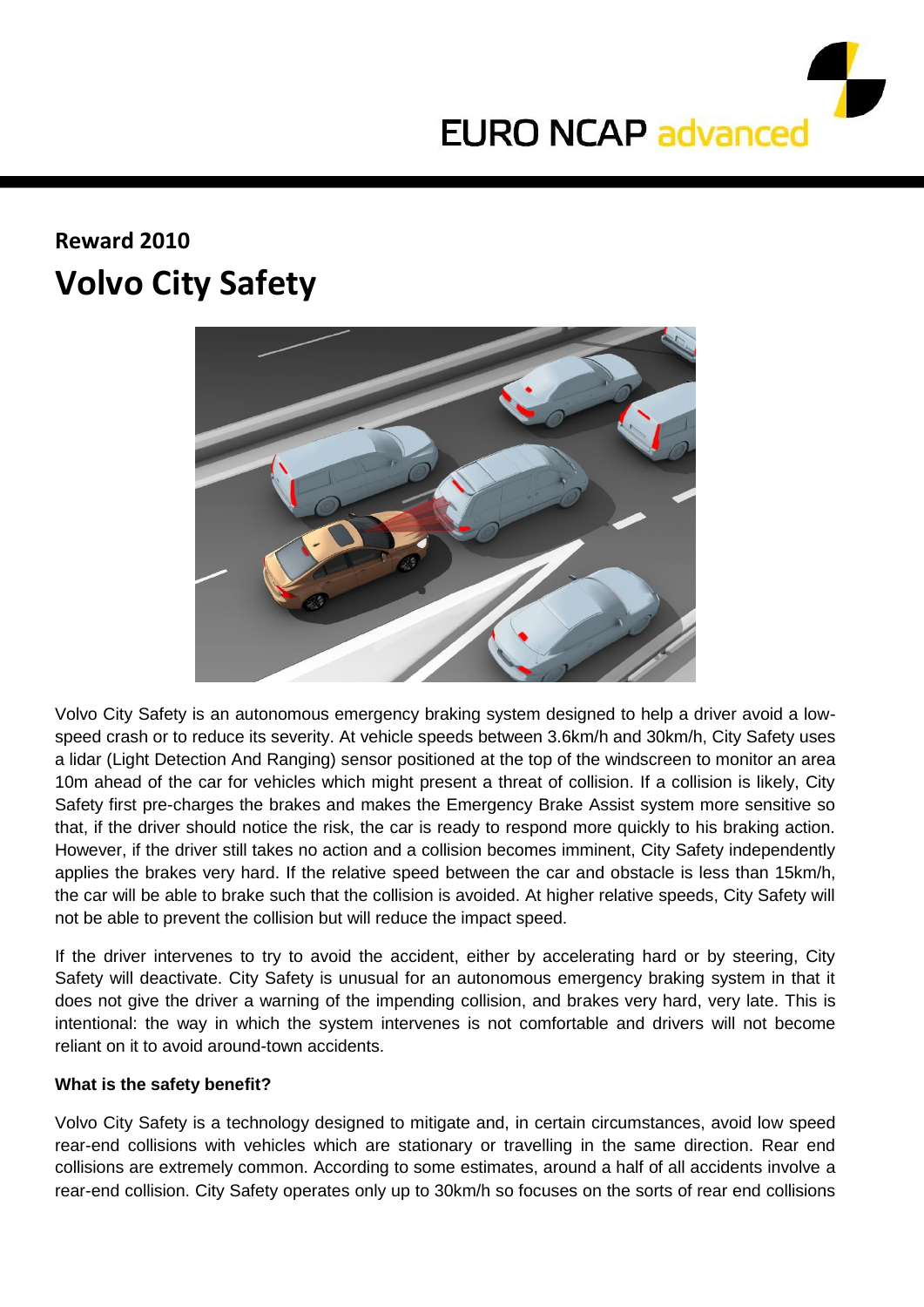EURO NCAP advanced

**Reward 2010**

# Volvo City Safety

Volvo City Safety is an autonomous emergency braking system designed to help a driver avoid a low-speed crash or to reduce its severity. At vehicle speeds between 3.6km/h and 30km/h, City Safety uses a lidar (Light Detection And Ranging) sensor positioned at the top of the windscreen to monitor an area 10m ahead of the car for vehicles which might present a threat of collision. If a collision is likely, City Safety first pre-charges the brakes and makes the Emergency Brake Assist system more sensitive so that, if the driver should notice the risk, the car is ready to respond more quickly to his braking action. However, if the driver still takes no action and a collision becomes imminent, City Safety independently applies the brakes very hard. If the relative speed between the car and obstacle is less than 15km/h, the car will be able to brake such that the collision is avoided. At higher relative speeds, City Safety will not be able to prevent the collision but will reduce the impact speed.

If the driver intervenes to try to avoid the accident, either by accelerating hard or by steering, City Safety will deactivate. City Safety is unusual for an autonomous emergency braking system in that it does not give the driver a warning of the impending collision, and brakes very hard, very late. This is intentional: the way in which the system intervenes is not comfortable and drivers will not become reliant on it to avoid around-town accidents.

**What is the safety benefit?**

Volvo City Safety is a technology designed to mitigate and, in certain circumstances, avoid low speed rear-end collisions with vehicles which are stationary or travelling in the same direction. Rear end collisions are extremely common. According to some estimates, around a half of all accidents involve a rear-end collision. City Safety operates only up to 30km/h so focuses on the sorts of rear end collisions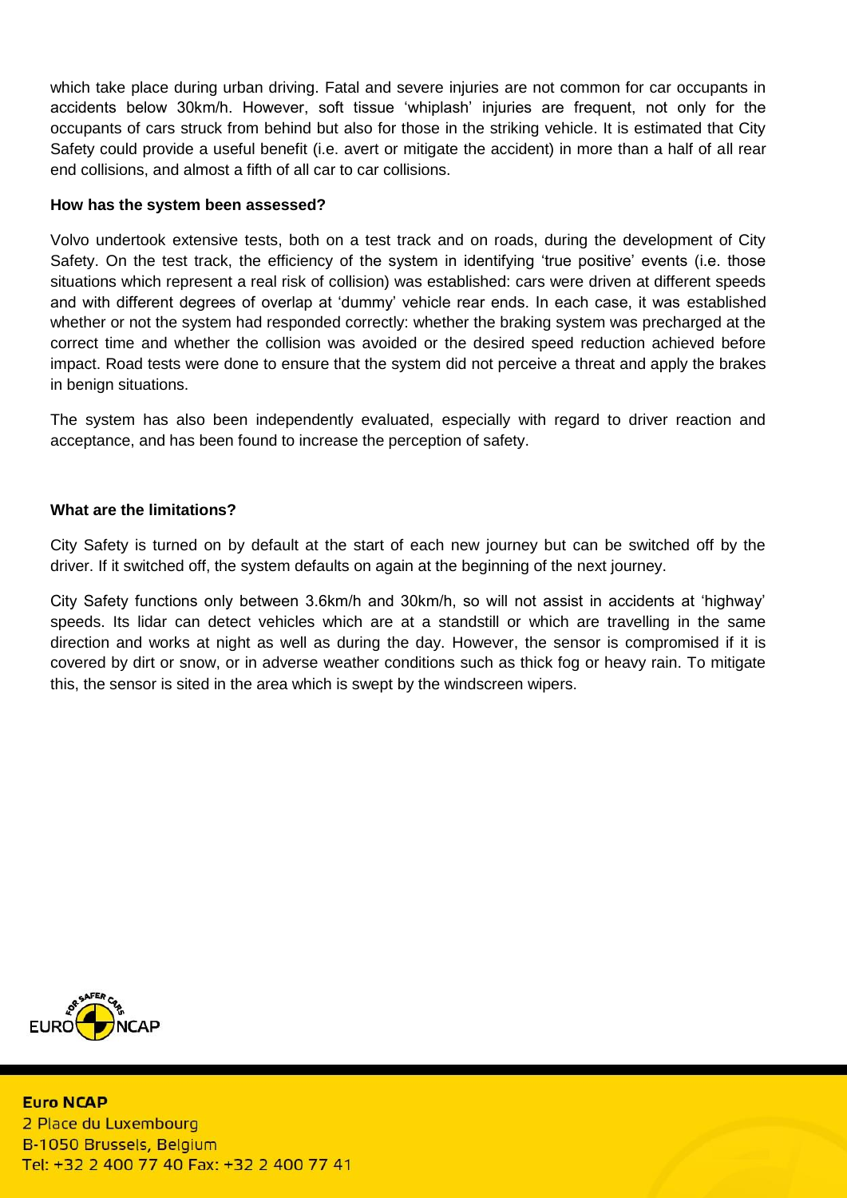which take place during urban driving. Fatal and severe injuries are not common for car occupants in accidents below 30km/h. However, soft tissue 'whiplash' injuries are frequent, not only for the occupants of cars struck from behind but also for those in the striking vehicle. It is estimated that City Safety could provide a useful benefit (i.e. avert or mitigate the accident) in more than a half of all rear end collisions, and almost a fifth of all car to car collisions.

**How has the system been assessed?**

Volvo undertook extensive tests, both on a test track and on roads, during the development of City Safety. On the test track, the efficiency of the system in identifying 'true positive' events (i.e. those situations which represent a real risk of collision) was established: cars were driven at different speeds and with different degrees of overlap at 'dummy' vehicle rear ends. In each case, it was established whether or not the system had responded correctly: whether the braking system was precharged at the correct time and whether the collision was avoided or the desired speed reduction achieved before impact. Road tests were done to ensure that the system did not perceive a threat and apply the brakes in benign situations.

The system has also been independently evaluated, especially with regard to driver reaction and acceptance, and has been found to increase the perception of safety.

**What are the limitations?**

City Safety is turned on by default at the start of each new journey but can be switched off by the driver. If it switched off, the system defaults on again at the beginning of the next journey.

City Safety functions only between 3.6km/h and 30km/h, so will not assist in accidents at 'highway' speeds. Its lidar can detect vehicles which are at a standstill or which are travelling in the same direction and works at night as well as during the day. However, the sensor is compromised if it is covered by dirt or snow, or in adverse weather conditions such as thick fog or heavy rain. To mitigate this, the sensor is sited in the area which is swept by the windscreen wipers.